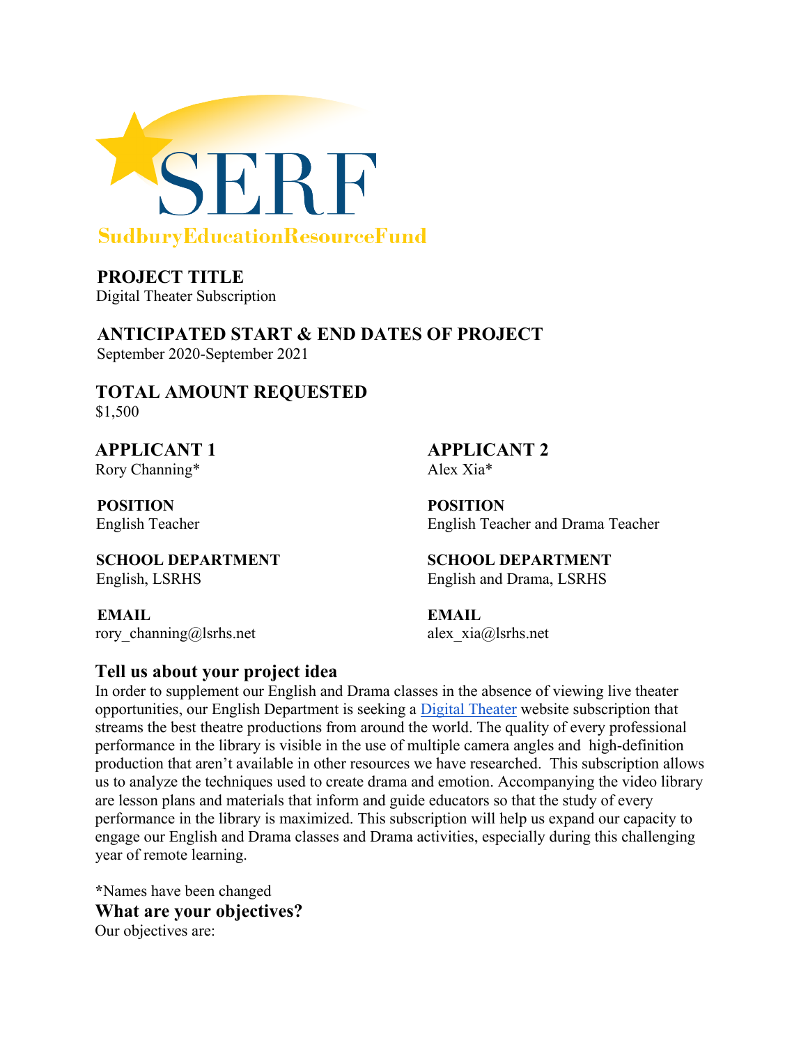# SERF

SudburyEducationResourceFund

**PROJECT TITLE**
Digital Theater Subscription

**ANTICIPATED START & END DATES OF PROJECT**
September 2020-September 2021

**TOTAL AMOUNT REQUESTED**
$1,500

**APPLICANT 1**
Rory Channing*

**POSITION**
English Teacher

**SCHOOL DEPARTMENT**
English, LSRHS

**EMAIL**
rory_channing@lsrhs.net

**APPLICANT 2**
Alex Xia*

**POSITION**
English Teacher and Drama Teacher

**SCHOOL DEPARTMENT**
English and Drama, LSRHS

**EMAIL**
alex_xia@lsrhs.net

## Tell us about your project idea

In order to supplement our English and Drama classes in the absence of viewing live theater opportunities, our English Department is seeking a Digital Theater website subscription that streams the best theatre productions from around the world. The quality of every professional performance in the library is visible in the use of multiple camera angles and high-definition production that aren't available in other resources we have researched. This subscription allows us to analyze the techniques used to create drama and emotion. Accompanying the video library are lesson plans and materials that inform and guide educators so that the study of every performance in the library is maximized. This subscription will help us expand our capacity to engage our English and Drama classes and Drama activities, especially during this challenging year of remote learning.

*Names have been changed

## What are your objectives?

Our objectives are: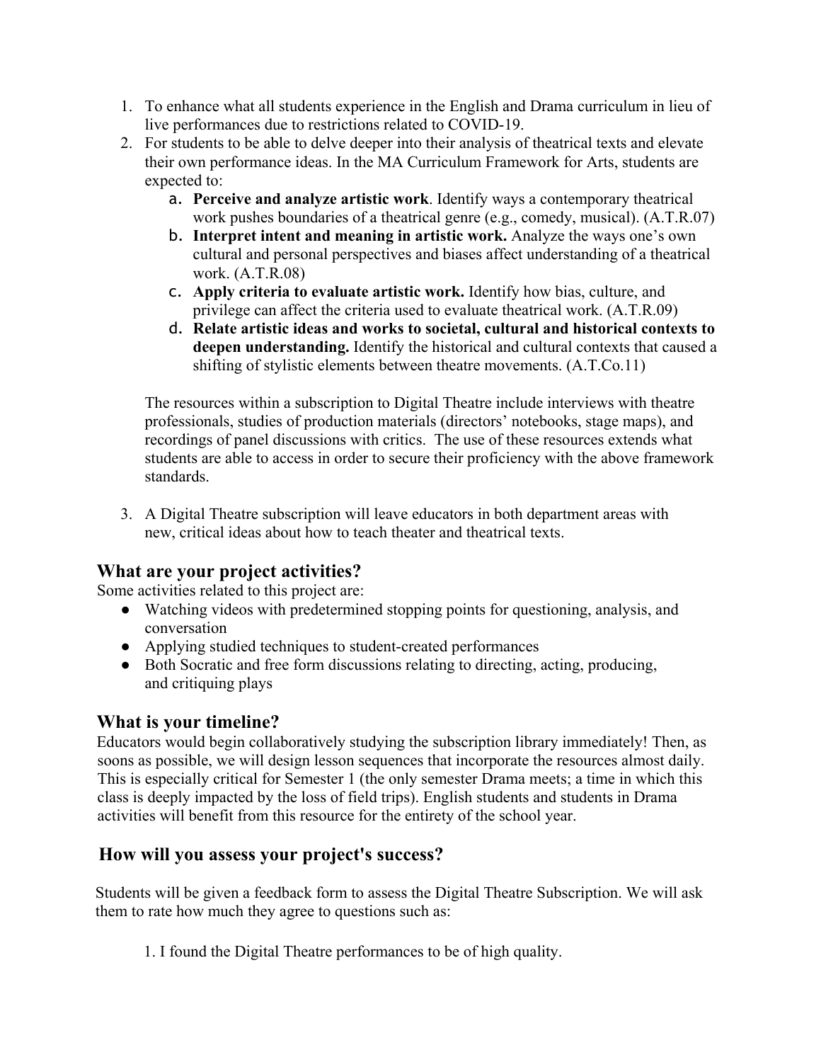1. To enhance what all students experience in the English and Drama curriculum in lieu of live performances due to restrictions related to COVID-19.
2. For students to be able to delve deeper into their analysis of theatrical texts and elevate their own performance ideas. In the MA Curriculum Framework for Arts, students are expected to:
   a. **Perceive and analyze artistic work**. Identify ways a contemporary theatrical work pushes boundaries of a theatrical genre (e.g., comedy, musical). (A.T.R.07)
   b. **Interpret intent and meaning in artistic work.** Analyze the ways one's own cultural and personal perspectives and biases affect understanding of a theatrical work. (A.T.R.08)
   c. **Apply criteria to evaluate artistic work.** Identify how bias, culture, and privilege can affect the criteria used to evaluate theatrical work. (A.T.R.09)
   d. **Relate artistic ideas and works to societal, cultural and historical contexts to deepen understanding.** Identify the historical and cultural contexts that caused a shifting of stylistic elements between theatre movements. (A.T.Co.11)

   The resources within a subscription to Digital Theatre include interviews with theatre professionals, studies of production materials (directors' notebooks, stage maps), and recordings of panel discussions with critics. The use of these resources extends what students are able to access in order to secure their proficiency with the above framework standards.

3. A Digital Theatre subscription will leave educators in both department areas with new, critical ideas about how to teach theater and theatrical texts.

## What are your project activities?

Some activities related to this project are:

- Watching videos with predetermined stopping points for questioning, analysis, and conversation
- Applying studied techniques to student-created performances
- Both Socratic and free form discussions relating to directing, acting, producing, and critiquing plays

## What is your timeline?

Educators would begin collaboratively studying the subscription library immediately! Then, as soons as possible, we will design lesson sequences that incorporate the resources almost daily. This is especially critical for Semester 1 (the only semester Drama meets; a time in which this class is deeply impacted by the loss of field trips). English students and students in Drama activities will benefit from this resource for the entirety of the school year.

## How will you assess your project's success?

Students will be given a feedback form to assess the Digital Theatre Subscription. We will ask them to rate how much they agree to questions such as:

1. I found the Digital Theatre performances to be of high quality.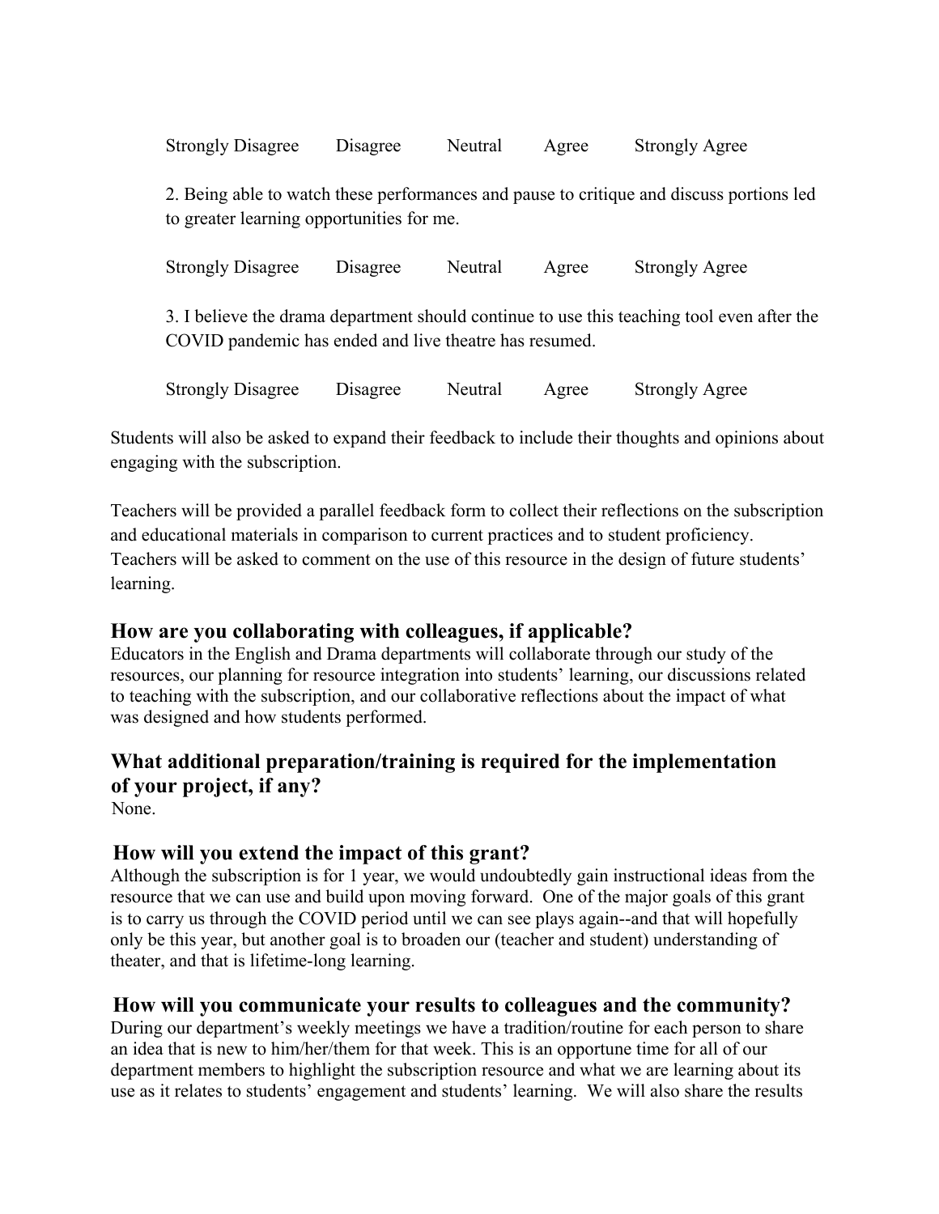Strongly Disagree Disagree Neutral Agree Strongly Agree

2. Being able to watch these performances and pause to critique and discuss portions led to greater learning opportunities for me.

Strongly Disagree Disagree Neutral Agree Strongly Agree

3. I believe the drama department should continue to use this teaching tool even after the COVID pandemic has ended and live theatre has resumed.

Strongly Disagree Disagree Neutral Agree Strongly Agree

Students will also be asked to expand their feedback to include their thoughts and opinions about engaging with the subscription.

Teachers will be provided a parallel feedback form to collect their reflections on the subscription and educational materials in comparison to current practices and to student proficiency. Teachers will be asked to comment on the use of this resource in the design of future students' learning.

## How are you collaborating with colleagues, if applicable?

Educators in the English and Drama departments will collaborate through our study of the resources, our planning for resource integration into students' learning, our discussions related to teaching with the subscription, and our collaborative reflections about the impact of what was designed and how students performed.

## What additional preparation/training is required for the implementation of your project, if any?

None.

## How will you extend the impact of this grant?

Although the subscription is for 1 year, we would undoubtedly gain instructional ideas from the resource that we can use and build upon moving forward. One of the major goals of this grant is to carry us through the COVID period until we can see plays again--and that will hopefully only be this year, but another goal is to broaden our (teacher and student) understanding of theater, and that is lifetime-long learning.

## How will you communicate your results to colleagues and the community?

During our department's weekly meetings we have a tradition/routine for each person to share an idea that is new to him/her/them for that week. This is an opportune time for all of our department members to highlight the subscription resource and what we are learning about its use as it relates to students' engagement and students' learning. We will also share the results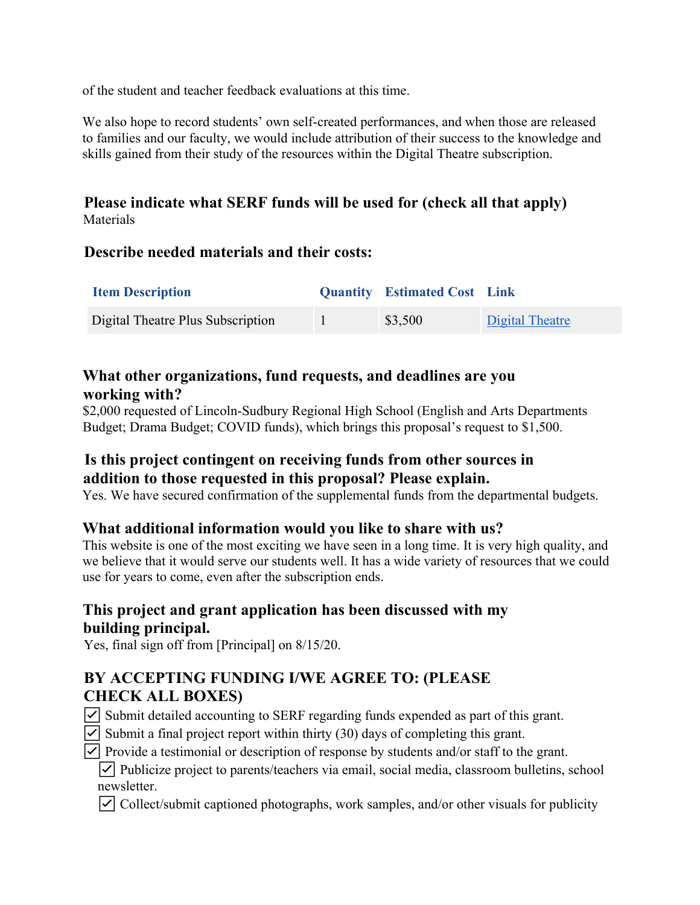of the student and teacher feedback evaluations at this time.

We also hope to record students' own self-created performances, and when those are released to families and our faculty, we would include attribution of their success to the knowledge and skills gained from their study of the resources within the Digital Theatre subscription.

### Please indicate what SERF funds will be used for (check all that apply)

Materials

### Describe needed materials and their costs:

| Item Description | Quantity | Estimated Cost | Link |
|---|---|---|---|
| Digital Theatre Plus Subscription | 1 | $3,500 | Digital Theatre |

### What other organizations, fund requests, and deadlines are you working with?

$2,000 requested of Lincoln-Sudbury Regional High School (English and Arts Departments Budget; Drama Budget; COVID funds), which brings this proposal's request to $1,500.

### Is this project contingent on receiving funds from other sources in addition to those requested in this proposal? Please explain.

Yes. We have secured confirmation of the supplemental funds from the departmental budgets.

### What additional information would you like to share with us?

This website is one of the most exciting we have seen in a long time. It is very high quality, and we believe that it would serve our students well. It has a wide variety of resources that we could use for years to come, even after the subscription ends.

### This project and grant application has been discussed with my building principal.

Yes, final sign off from [Principal] on 8/15/20.

### BY ACCEPTING FUNDING I/WE AGREE TO: (PLEASE CHECK ALL BOXES)

- [x] Submit detailed accounting to SERF regarding funds expended as part of this grant.
- [x] Submit a final project report within thirty (30) days of completing this grant.
- [x] Provide a testimonial or description of response by students and/or staff to the grant.
  - [x] Publicize project to parents/teachers via email, social media, classroom bulletins, school newsletter.
  - [x] Collect/submit captioned photographs, work samples, and/or other visuals for publicity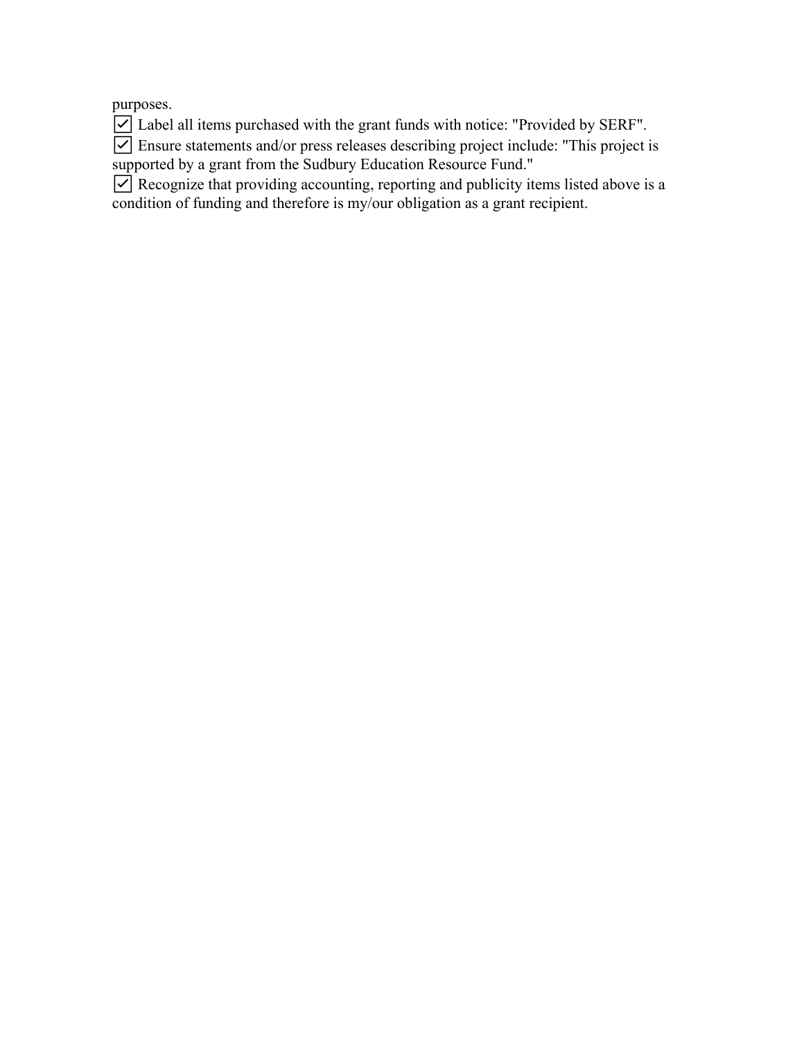purposes.

☑ Label all items purchased with the grant funds with notice: "Provided by SERF".

☑ Ensure statements and/or press releases describing project include: "This project is supported by a grant from the Sudbury Education Resource Fund."

☑ Recognize that providing accounting, reporting and publicity items listed above is a condition of funding and therefore is my/our obligation as a grant recipient.